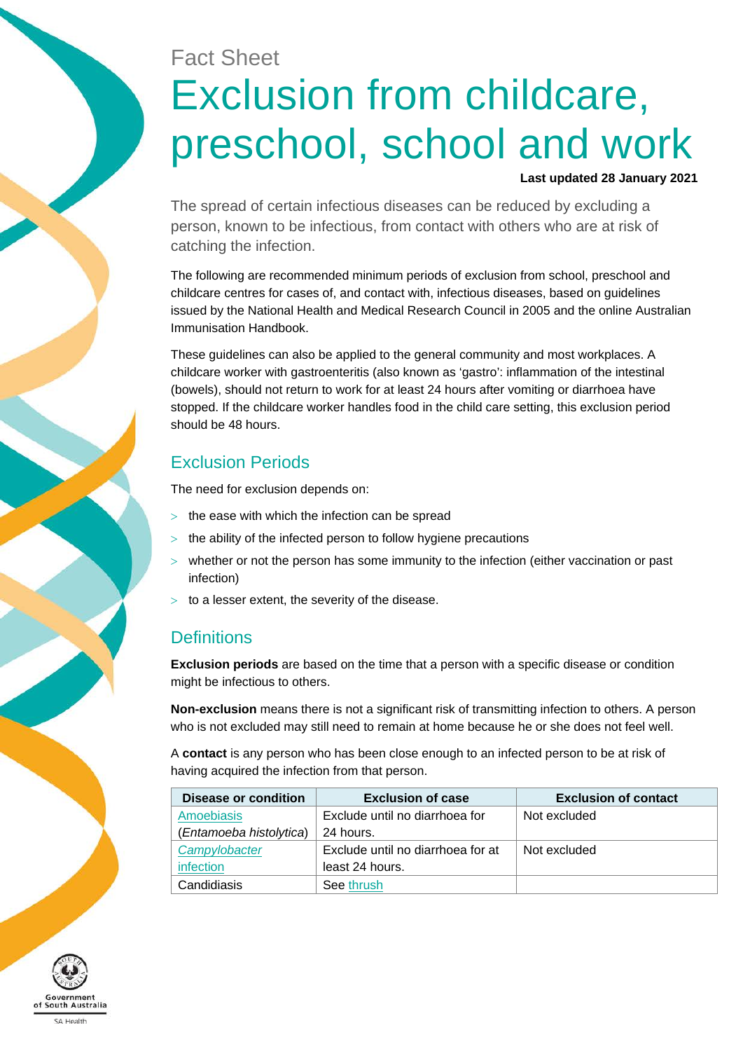Fact Sheet

# Exclusion from childcare, preschool, school and work

**Last updated 28 January 2021**

The spread of certain infectious diseases can be reduced by excluding a person, known to be infectious, from contact with others who are at risk of catching the infection.

The following are recommended minimum periods of exclusion from school, preschool and childcare centres for cases of, and contact with, infectious diseases, based on guidelines issued by the National Health and Medical Research Council in 2005 and the online Australian Immunisation Handbook.

These guidelines can also be applied to the general community and most workplaces. A childcare worker with gastroenteritis (also known as 'gastro': inflammation of the intestinal (bowels), should not return to work for at least 24 hours after vomiting or diarrhoea have stopped. If the childcare worker handles food in the child care setting, this exclusion period should be 48 hours.

## Exclusion Periods

The need for exclusion depends on:

- the ease with which the infection can be spread
- the ability of the infected person to follow hygiene precautions
- whether or not the person has some immunity to the infection (either vaccination or past infection)
- to a lesser extent, the severity of the disease.

## Definitions

**Exclusion periods** are based on the time that a person with a specific disease or condition might be infectious to others.

**Non-exclusion** means there is not a significant risk of transmitting infection to others. A person who is not excluded may still need to remain at home because he or she does not feel well.

A **contact** is any person who has been close enough to an infected person to be at risk of having acquired the infection from that person.

| Disease or condition | Exclusion of case | Exclusion of contact |
|---|---|---|
| Amoebiasis (*Entamoeba histolytica*) | Exclude until no diarrhoea for 24 hours. | Not excluded |
| Campylobacter infection | Exclude until no diarrhoea for at least 24 hours. | Not excluded |
| Candidiasis | See thrush | |

Government of South Australia
SA Health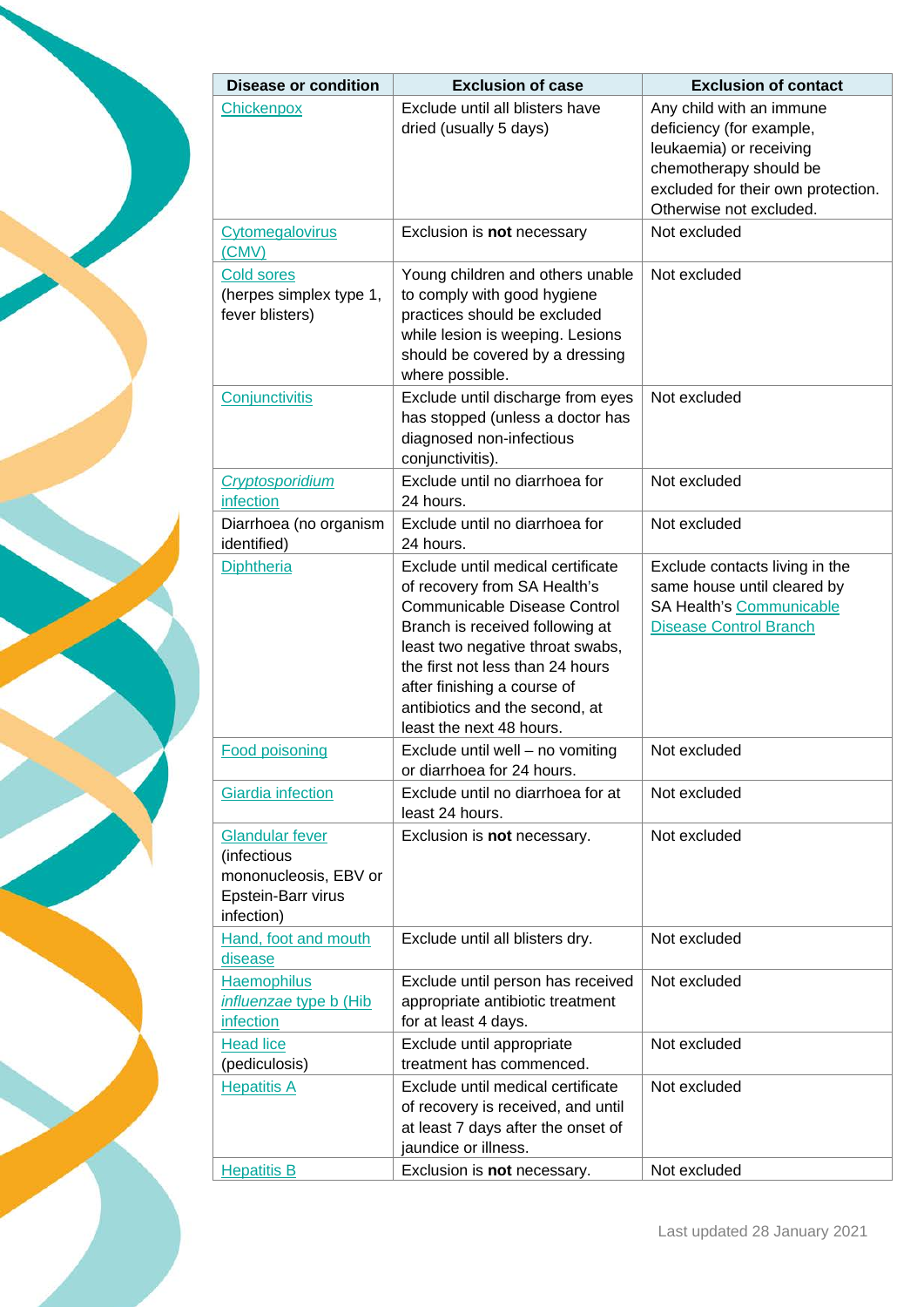| Disease or condition | Exclusion of case | Exclusion of contact |
|---|---|---|
| Chickenpox | Exclude until all blisters have dried (usually 5 days) | Any child with an immune deficiency (for example, leukaemia) or receiving chemotherapy should be excluded for their own protection. Otherwise not excluded. |
| Cytomegalovirus (CMV) | Exclusion is **not** necessary | Not excluded |
| Cold sores (herpes simplex type 1, fever blisters) | Young children and others unable to comply with good hygiene practices should be excluded while lesion is weeping. Lesions should be covered by a dressing where possible. | Not excluded |
| Conjunctivitis | Exclude until discharge from eyes has stopped (unless a doctor has diagnosed non-infectious conjunctivitis). | Not excluded |
| *Cryptosporidium* infection | Exclude until no diarrhoea for 24 hours. | Not excluded |
| Diarrhoea (no organism identified) | Exclude until no diarrhoea for 24 hours. | Not excluded |
| Diphtheria | Exclude until medical certificate of recovery from SA Health's Communicable Disease Control Branch is received following at least two negative throat swabs, the first not less than 24 hours after finishing a course of antibiotics and the second, at least the next 48 hours. | Exclude contacts living in the same house until cleared by SA Health's Communicable Disease Control Branch |
| Food poisoning | Exclude until well – no vomiting or diarrhoea for 24 hours. | Not excluded |
| Giardia infection | Exclude until no diarrhoea for at least 24 hours. | Not excluded |
| Glandular fever (infectious mononucleosis, EBV or Epstein-Barr virus infection) | Exclusion is **not** necessary. | Not excluded |
| Hand, foot and mouth disease | Exclude until all blisters dry. | Not excluded |
| Haemophilus *influenzae* type b (Hib infection | Exclude until person has received appropriate antibiotic treatment for at least 4 days. | Not excluded |
| Head lice (pediculosis) | Exclude until appropriate treatment has commenced. | Not excluded |
| Hepatitis A | Exclude until medical certificate of recovery is received, and until at least 7 days after the onset of jaundice or illness. | Not excluded |
| Hepatitis B | Exclusion is **not** necessary. | Not excluded |

Last updated 28 January 2021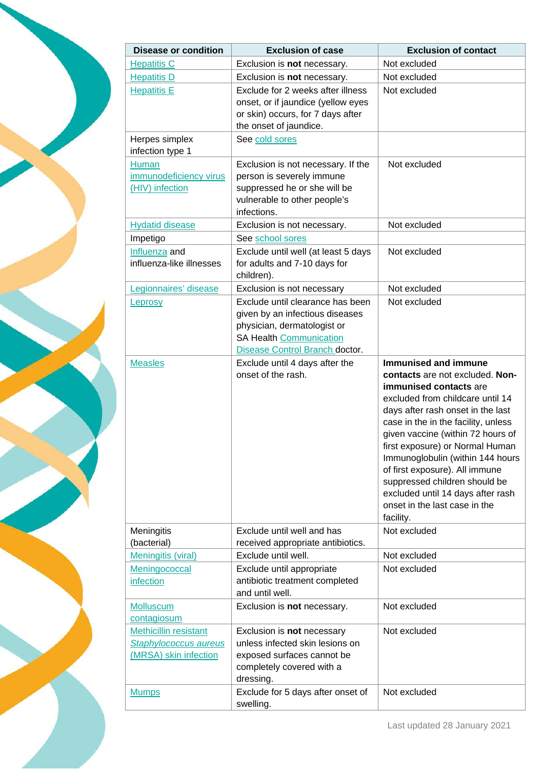| Disease or condition | Exclusion of case | Exclusion of contact |
|---|---|---|
| Hepatitis C | Exclusion is **not** necessary. | Not excluded |
| Hepatitis D | Exclusion is **not** necessary. | Not excluded |
| Hepatitis E | Exclude for 2 weeks after illness onset, or if jaundice (yellow eyes or skin) occurs, for 7 days after the onset of jaundice. | Not excluded |
| Herpes simplex infection type 1 | See cold sores | |
| Human immunodeficiency virus (HIV) infection | Exclusion is not necessary. If the person is severely immune suppressed he or she will be vulnerable to other people's infections. | Not excluded |
| Hydatid disease | Exclusion is not necessary. | Not excluded |
| Impetigo | See school sores | |
| Influenza and influenza-like illnesses | Exclude until well (at least 5 days for adults and 7-10 days for children). | Not excluded |
| Legionnaires' disease | Exclusion is not necessary | Not excluded |
| Leprosy | Exclude until clearance has been given by an infectious diseases physician, dermatologist or SA Health Communication Disease Control Branch doctor. | Not excluded |
| Measles | Exclude until 4 days after the onset of the rash. | **Immunised and immune contacts** are not excluded. **Non-immunised contacts** are excluded from childcare until 14 days after rash onset in the last case in the in the facility, unless given vaccine (within 72 hours of first exposure) or Normal Human Immunoglobulin (within 144 hours of first exposure). All immune suppressed children should be excluded until 14 days after rash onset in the last case in the facility. |
| Meningitis (bacterial) | Exclude until well and has received appropriate antibiotics. | Not excluded |
| Meningitis (viral) | Exclude until well. | Not excluded |
| Meningococcal infection | Exclude until appropriate antibiotic treatment completed and until well. | Not excluded |
| Molluscum contagiosum | Exclusion is **not** necessary. | Not excluded |
| Methicillin resistant *Staphylococcus aureus* (MRSA) skin infection | Exclusion is **not** necessary unless infected skin lesions on exposed surfaces cannot be completely covered with a dressing. | Not excluded |
| Mumps | Exclude for 5 days after onset of swelling. | Not excluded |

Last updated 28 January 2021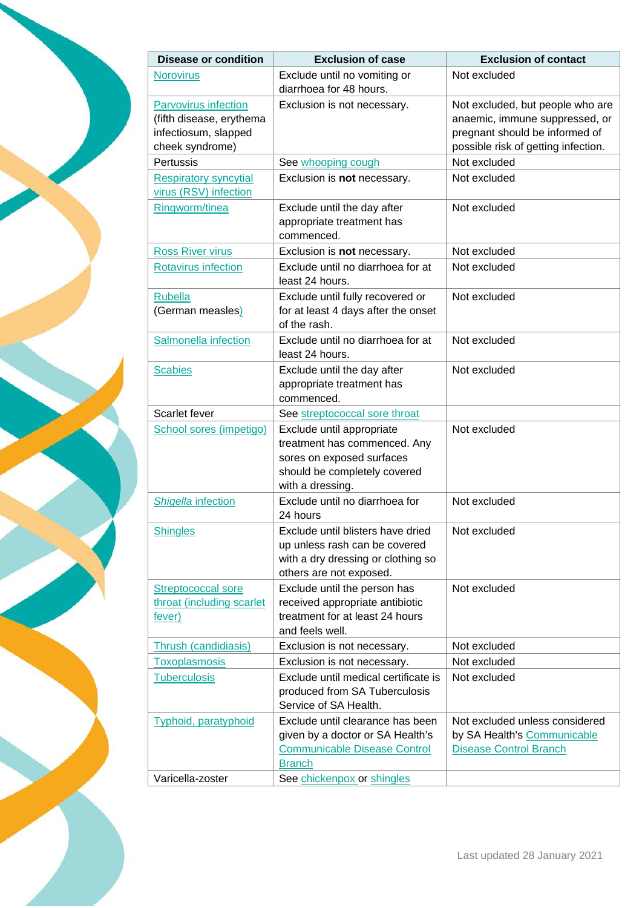| Disease or condition | Exclusion of case | Exclusion of contact |
|---|---|---|
| Norovirus | Exclude until no vomiting or diarrhoea for 48 hours. | Not excluded |
| Parvovirus infection (fifth disease, erythema infectiosum, slapped cheek syndrome) | Exclusion is not necessary. | Not excluded, but people who are anaemic, immune suppressed, or pregnant should be informed of possible risk of getting infection. |
| Pertussis | See whooping cough | Not excluded |
| Respiratory syncytial virus (RSV) infection | Exclusion is **not** necessary. | Not excluded |
| Ringworm/tinea | Exclude until the day after appropriate treatment has commenced. | Not excluded |
| Ross River virus | Exclusion is **not** necessary. | Not excluded |
| Rotavirus infection | Exclude until no diarrhoea for at least 24 hours. | Not excluded |
| Rubella (German measles) | Exclude until fully recovered or for at least 4 days after the onset of the rash. | Not excluded |
| Salmonella infection | Exclude until no diarrhoea for at least 24 hours. | Not excluded |
| Scabies | Exclude until the day after appropriate treatment has commenced. | Not excluded |
| Scarlet fever | See streptococcal sore throat | |
| School sores (impetigo) | Exclude until appropriate treatment has commenced. Any sores on exposed surfaces should be completely covered with a dressing. | Not excluded |
| *Shigella* infection | Exclude until no diarrhoea for 24 hours | Not excluded |
| Shingles | Exclude until blisters have dried up unless rash can be covered with a dry dressing or clothing so others are not exposed. | Not excluded |
| Streptococcal sore throat (including scarlet fever) | Exclude until the person has received appropriate antibiotic treatment for at least 24 hours and feels well. | Not excluded |
| Thrush (candidiasis) | Exclusion is not necessary. | Not excluded |
| Toxoplasmosis | Exclusion is not necessary. | Not excluded |
| Tuberculosis | Exclude until medical certificate is produced from SA Tuberculosis Service of SA Health. | Not excluded |
| Typhoid, paratyphoid | Exclude until clearance has been given by a doctor or SA Health's Communicable Disease Control Branch | Not excluded unless considered by SA Health's Communicable Disease Control Branch |
| Varicella-zoster | See chickenpox or shingles | |

Last updated 28 January 2021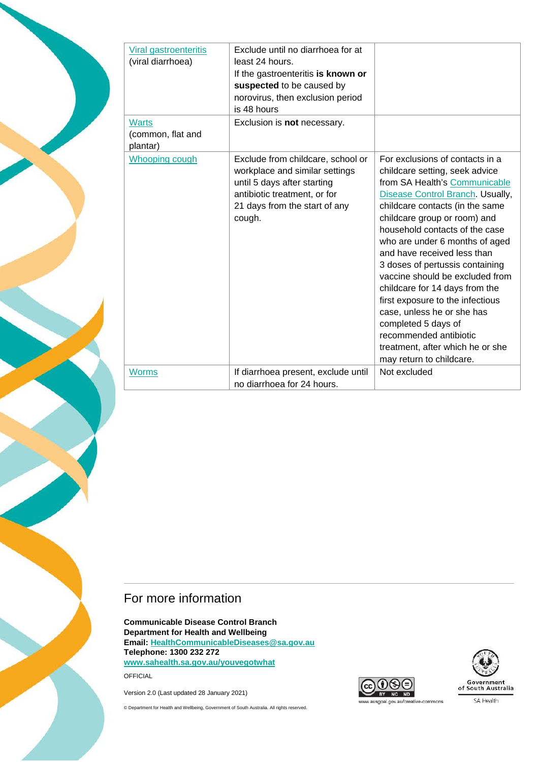| | | |
|---|---|---|
| Viral gastroenteritis (viral diarrhoea) | Exclude until no diarrhoea for at least 24 hours. If the gastroenteritis **is known or suspected** to be caused by norovirus, then exclusion period is 48 hours | |
| Warts (common, flat and plantar) | Exclusion is **not** necessary. | |
| Whooping cough | Exclude from childcare, school or workplace and similar settings until 5 days after starting antibiotic treatment, or for 21 days from the start of any cough. | For exclusions of contacts in a childcare setting, seek advice from SA Health's Communicable Disease Control Branch. Usually, childcare contacts (in the same childcare group or room) and household contacts of the case who are under 6 months of aged and have received less than 3 doses of pertussis containing vaccine should be excluded from childcare for 14 days from the first exposure to the infectious case, unless he or she has completed 5 days of recommended antibiotic treatment, after which he or she may return to childcare. |
| Worms | If diarrhoea present, exclude until no diarrhoea for 24 hours. | Not excluded |

## For more information

**Communicable Disease Control Branch**
**Department for Health and Wellbeing**
**Email: HealthCommunicableDiseases@sa.gov.au**
**Telephone: 1300 232 272**
**www.sahealth.sa.gov.au/youvegotwhat**

OFFICIAL

Version 2.0 (Last updated 28 January 2021)

© Department for Health and Wellbeing, Government of South Australia. All rights reserved.

www.ausgoal.gov.au/creative-commons

Government of South Australia

SA Health